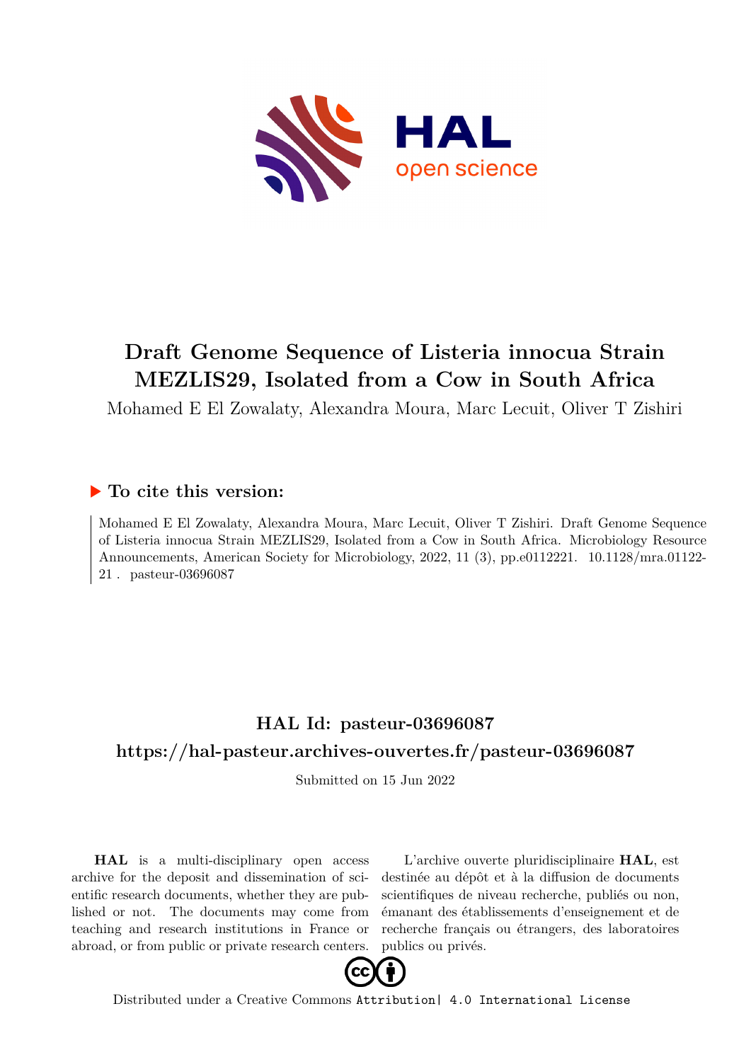# Draft Genome Sequence of Listeria innocua Strain MEZLIS29, Isolated from a Cow in South Africa

Mohamed E El Zowalaty, Alexandra Moura, Marc Lecuit, Oliver T Zishiri

## To cite this version:

Mohamed E El Zowalaty, Alexandra Moura, Marc Lecuit, Oliver T Zishiri. Draft Genome Sequence of Listeria innocua Strain MEZLIS29, Isolated from a Cow in South Africa. Microbiology Resource Announcements, American Society for Microbiology, 2022, 11 (3), pp.e0112221. 10.1128/mra.01122-21 . pasteur-03696087

## HAL Id: pasteur-03696087

## https://hal-pasteur.archives-ouvertes.fr/pasteur-03696087

Submitted on 15 Jun 2022

**HAL** is a multi-disciplinary open access archive for the deposit and dissemination of scientific research documents, whether they are published or not. The documents may come from teaching and research institutions in France or abroad, or from public or private research centers.

L'archive ouverte pluridisciplinaire **HAL**, est destinée au dépôt et à la diffusion de documents scientifiques de niveau recherche, publiés ou non, émanant des établissements d'enseignement et de recherche français ou étrangers, des laboratoires publics ou privés.

Distributed under a Creative Commons Attribution| 4.0 International License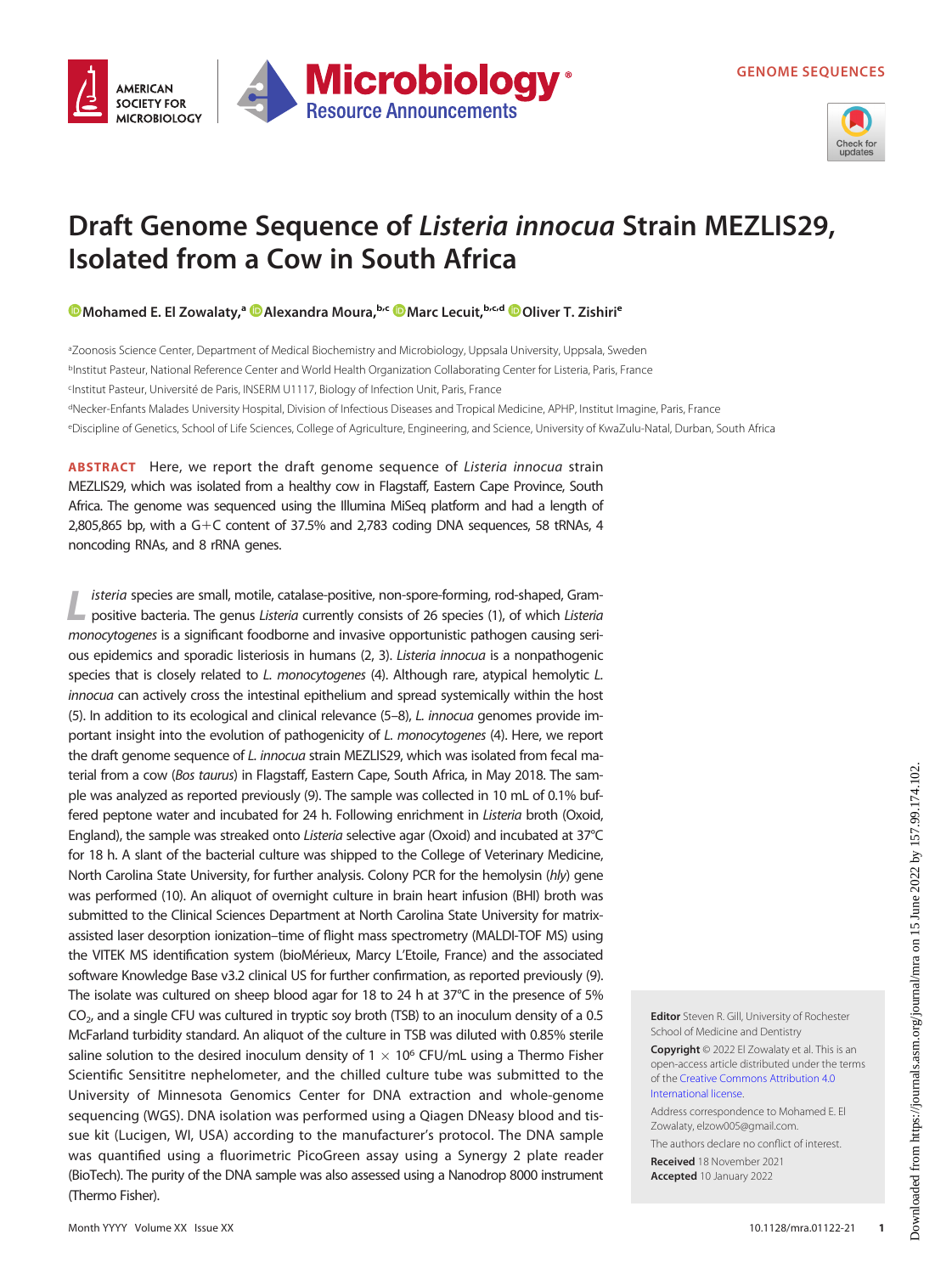GENOME SEQUENCES

# Draft Genome Sequence of *Listeria innocua* Strain MEZLIS29, Isolated from a Cow in South Africa

Mohamed E. El Zowalaty,[a] Alexandra Moura,[b,c] Marc Lecuit,[b,c,d] Oliver T. Zishiri[e]

[a]Zoonosis Science Center, Department of Medical Biochemistry and Microbiology, Uppsala University, Uppsala, Sweden
[b]Institut Pasteur, National Reference Center and World Health Organization Collaborating Center for Listeria, Paris, France
[c]Institut Pasteur, Université de Paris, INSERM U1117, Biology of Infection Unit, Paris, France
[d]Necker-Enfants Malades University Hospital, Division of Infectious Diseases and Tropical Medicine, APHP, Institut Imagine, Paris, France
[e]Discipline of Genetics, School of Life Sciences, College of Agriculture, Engineering, and Science, University of KwaZulu-Natal, Durban, South Africa

**ABSTRACT** Here, we report the draft genome sequence of *Listeria innocua* strain MEZLIS29, which was isolated from a healthy cow in Flagstaff, Eastern Cape Province, South Africa. The genome was sequenced using the Illumina MiSeq platform and had a length of 2,805,865 bp, with a G+C content of 37.5% and 2,783 coding DNA sequences, 58 tRNAs, 4 noncoding RNAs, and 8 rRNA genes.

*Listeria* species are small, motile, catalase-positive, non-spore-forming, rod-shaped, Gram-positive bacteria. The genus *Listeria* currently consists of 26 species (1), of which *Listeria monocytogenes* is a significant foodborne and invasive opportunistic pathogen causing serious epidemics and sporadic listeriosis in humans (2, 3). *Listeria innocua* is a nonpathogenic species that is closely related to *L. monocytogenes* (4). Although rare, atypical hemolytic *L. innocua* can actively cross the intestinal epithelium and spread systemically within the host (5). In addition to its ecological and clinical relevance (5–8), *L. innocua* genomes provide important insight into the evolution of pathogenicity of *L. monocytogenes* (4). Here, we report the draft genome sequence of *L. innocua* strain MEZLIS29, which was isolated from fecal material from a cow (*Bos taurus*) in Flagstaff, Eastern Cape, South Africa, in May 2018. The sample was analyzed as reported previously (9). The sample was collected in 10 mL of 0.1% buffered peptone water and incubated for 24 h. Following enrichment in *Listeria* broth (Oxoid, England), the sample was streaked onto *Listeria* selective agar (Oxoid) and incubated at 37°C for 18 h. A slant of the bacterial culture was shipped to the College of Veterinary Medicine, North Carolina State University, for further analysis. Colony PCR for the hemolysin (*hly*) gene was performed (10). An aliquot of overnight culture in brain heart infusion (BHI) broth was submitted to the Clinical Sciences Department at North Carolina State University for matrix-assisted laser desorption ionization–time of flight mass spectrometry (MALDI-TOF MS) using the VITEK MS identification system (bioMérieux, Marcy L'Etoile, France) and the associated software Knowledge Base v3.2 clinical US for further confirmation, as reported previously (9). The isolate was cultured on sheep blood agar for 18 to 24 h at 37°C in the presence of 5% $CO_2$, and a single CFU was cultured in tryptic soy broth (TSB) to an inoculum density of a 0.5 McFarland turbidity standard. An aliquot of the culture in TSB was diluted with 0.85% sterile saline solution to the desired inoculum density of $1 \times 10^6$ CFU/mL using a Thermo Fisher Scientific Sensititre nephelometer, and the chilled culture tube was submitted to the University of Minnesota Genomics Center for DNA extraction and whole-genome sequencing (WGS). DNA isolation was performed using a Qiagen DNeasy blood and tissue kit (Lucigen, WI, USA) according to the manufacturer's protocol. The DNA sample was quantified using a fluorimetric PicoGreen assay using a Synergy 2 plate reader (BioTech). The purity of the DNA sample was also assessed using a Nanodrop 8000 instrument (Thermo Fisher).

**Editor** Steven R. Gill, University of Rochester School of Medicine and Dentistry

**Copyright** © 2022 El Zowalaty et al. This is an open-access article distributed under the terms of the Creative Commons Attribution 4.0 International license.

Address correspondence to Mohamed E. El Zowalaty, elzow005@gmail.com.

The authors declare no conflict of interest.

**Received** 18 November 2021
**Accepted** 10 January 2022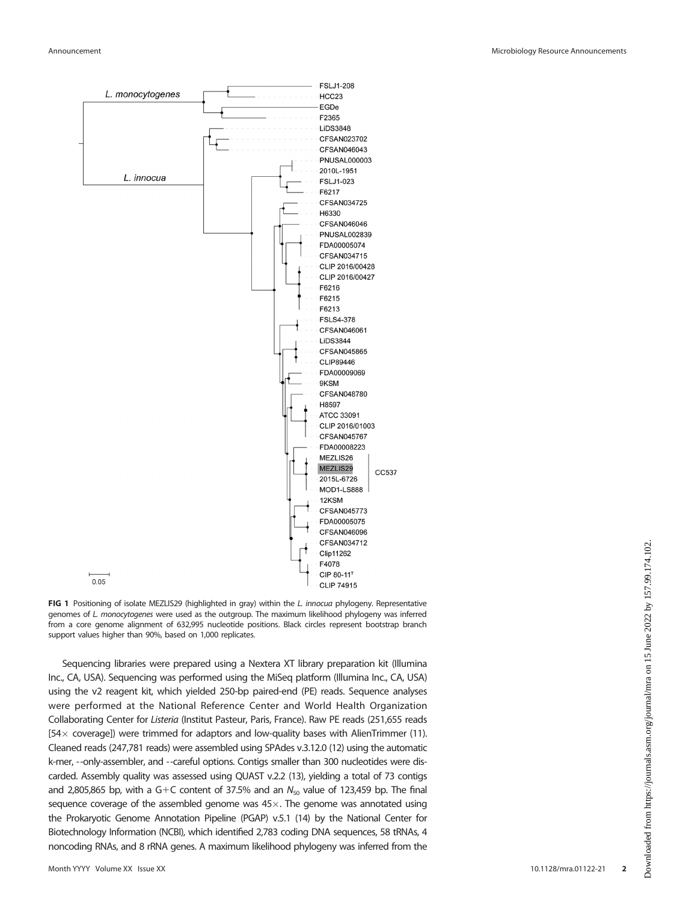**FIG 1** Positioning of isolate MEZLIS29 (highlighted in gray) within the *L. innocua* phylogeny. Representative genomes of *L. monocytogenes* were used as the outgroup. The maximum likelihood phylogeny was inferred from a core genome alignment of 632,995 nucleotide positions. Black circles represent bootstrap branch support values higher than 90%, based on 1,000 replicates.

Sequencing libraries were prepared using a Nextera XT library preparation kit (Illumina Inc., CA, USA). Sequencing was performed using the MiSeq platform (Illumina Inc., CA, USA) using the v2 reagent kit, which yielded 250-bp paired-end (PE) reads. Sequence analyses were performed at the National Reference Center and World Health Organization Collaborating Center for *Listeria* (Institut Pasteur, Paris, France). Raw PE reads (251,655 reads [54× coverage]) were trimmed for adaptors and low-quality bases with AlienTrimmer (11). Cleaned reads (247,781 reads) were assembled using SPAdes v.3.12.0 (12) using the automatic k-mer, --only-assembler, and --careful options. Contigs smaller than 300 nucleotides were discarded. Assembly quality was assessed using QUAST v.2.2 (13), yielding a total of 73 contigs and 2,805,865 bp, with a G+C content of 37.5% and an $N_{50}$ value of 123,459 bp. The final sequence coverage of the assembled genome was 45×. The genome was annotated using the Prokaryotic Genome Annotation Pipeline (PGAP) v.5.1 (14) by the National Center for Biotechnology Information (NCBI), which identified 2,783 coding DNA sequences, 58 tRNAs, 4 noncoding RNAs, and 8 rRNA genes. A maximum likelihood phylogeny was inferred from the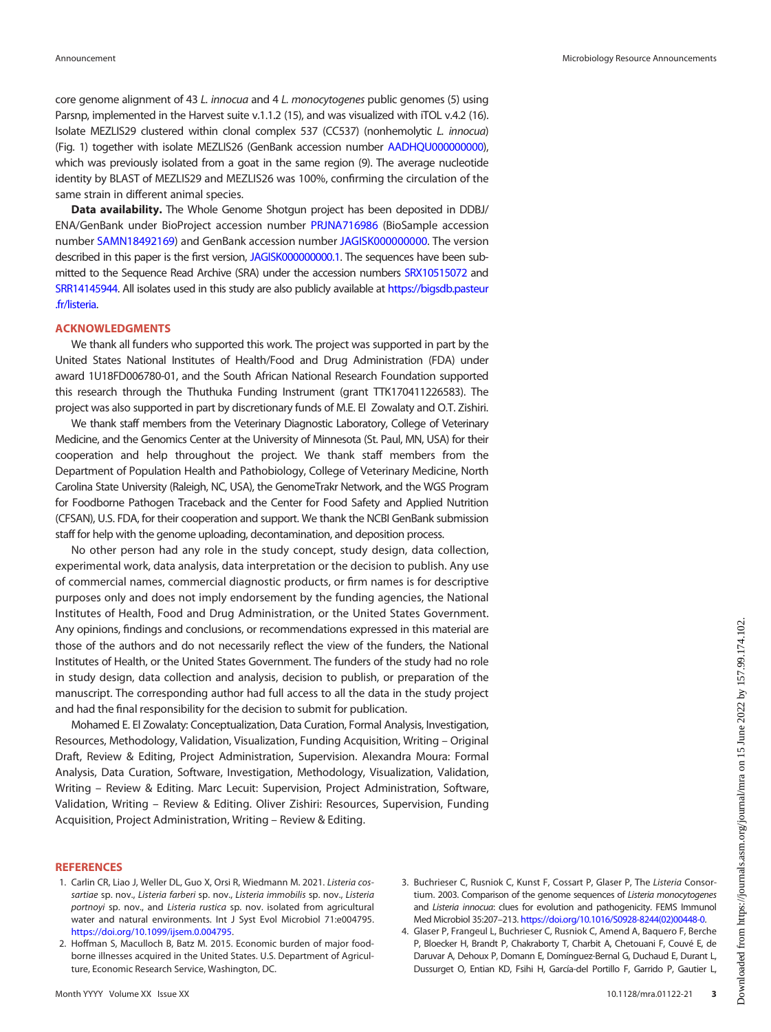core genome alignment of 43 *L. innocua* and 4 *L. monocytogenes* public genomes (5) using Parsnp, implemented in the Harvest suite v.1.1.2 (15), and was visualized with iTOL v.4.2 (16). Isolate MEZLIS29 clustered within clonal complex 537 (CC537) (nonhemolytic *L. innocua*) (Fig. 1) together with isolate MEZLIS26 (GenBank accession number AADHQU000000000), which was previously isolated from a goat in the same region (9). The average nucleotide identity by BLAST of MEZLIS29 and MEZLIS26 was 100%, confirming the circulation of the same strain in different animal species.

**Data availability.** The Whole Genome Shotgun project has been deposited in DDBJ/ENA/GenBank under BioProject accession number PRJNA716986 (BioSample accession number SAMN18492169) and GenBank accession number JAGISK000000000. The version described in this paper is the first version, JAGISK000000000.1. The sequences have been submitted to the Sequence Read Archive (SRA) under the accession numbers SRX10515072 and SRR14145944. All isolates used in this study are also publicly available at https://bigsdb.pasteur.fr/listeria.

## ACKNOWLEDGMENTS

We thank all funders who supported this work. The project was supported in part by the United States National Institutes of Health/Food and Drug Administration (FDA) under award 1U18FD006780-01, and the South African National Research Foundation supported this research through the Thuthuka Funding Instrument (grant TTK170411226583). The project was also supported in part by discretionary funds of M.E. El Zowalaty and O.T. Zishiri.

We thank staff members from the Veterinary Diagnostic Laboratory, College of Veterinary Medicine, and the Genomics Center at the University of Minnesota (St. Paul, MN, USA) for their cooperation and help throughout the project. We thank staff members from the Department of Population Health and Pathobiology, College of Veterinary Medicine, North Carolina State University (Raleigh, NC, USA), the GenomeTrakr Network, and the WGS Program for Foodborne Pathogen Traceback and the Center for Food Safety and Applied Nutrition (CFSAN), U.S. FDA, for their cooperation and support. We thank the NCBI GenBank submission staff for help with the genome uploading, decontamination, and deposition process.

No other person had any role in the study concept, study design, data collection, experimental work, data analysis, data interpretation or the decision to publish. Any use of commercial names, commercial diagnostic products, or firm names is for descriptive purposes only and does not imply endorsement by the funding agencies, the National Institutes of Health, Food and Drug Administration, or the United States Government. Any opinions, findings and conclusions, or recommendations expressed in this material are those of the authors and do not necessarily reflect the view of the funders, the National Institutes of Health, or the United States Government. The funders of the study had no role in study design, data collection and analysis, decision to publish, or preparation of the manuscript. The corresponding author had full access to all the data in the study project and had the final responsibility for the decision to submit for publication.

Mohamed E. El Zowalaty: Conceptualization, Data Curation, Formal Analysis, Investigation, Resources, Methodology, Validation, Visualization, Funding Acquisition, Writing – Original Draft, Review & Editing, Project Administration, Supervision. Alexandra Moura: Formal Analysis, Data Curation, Software, Investigation, Methodology, Visualization, Validation, Writing – Review & Editing. Marc Lecuit: Supervision, Project Administration, Software, Validation, Writing – Review & Editing. Oliver Zishiri: Resources, Supervision, Funding Acquisition, Project Administration, Writing – Review & Editing.

## REFERENCES

1. Carlin CR, Liao J, Weller DL, Guo X, Orsi R, Wiedmann M. 2021. *Listeria cossartiae* sp. nov., *Listeria farberi* sp. nov., *Listeria immobilis* sp. nov., *Listeria portnoyi* sp. nov., and *Listeria rustica* sp. nov. isolated from agricultural water and natural environments. Int J Syst Evol Microbiol 71:e004795. https://doi.org/10.1099/ijsem.0.004795.
2. Hoffman S, Maculloch B, Batz M. 2015. Economic burden of major foodborne illnesses acquired in the United States. U.S. Department of Agriculture, Economic Research Service, Washington, DC.
3. Buchrieser C, Rusniok C, Kunst F, Cossart P, Glaser P, The *Listeria* Consortium. 2003. Comparison of the genome sequences of *Listeria monocytogenes* and *Listeria innocua*: clues for evolution and pathogenicity. FEMS Immunol Med Microbiol 35:207–213. https://doi.org/10.1016/S0928-8244(02)00448-0.
4. Glaser P, Frangeul L, Buchrieser C, Rusniok C, Amend A, Baquero F, Berche P, Bloecker H, Brandt P, Chakraborty T, Charbit A, Chetouani F, Couvé E, de Daruvar A, Dehoux P, Domann E, Domínguez-Bernal G, Duchaud E, Durant L, Dussurget O, Entian KD, Fsihi H, García-del Portillo F, Garrido P, Gautier L,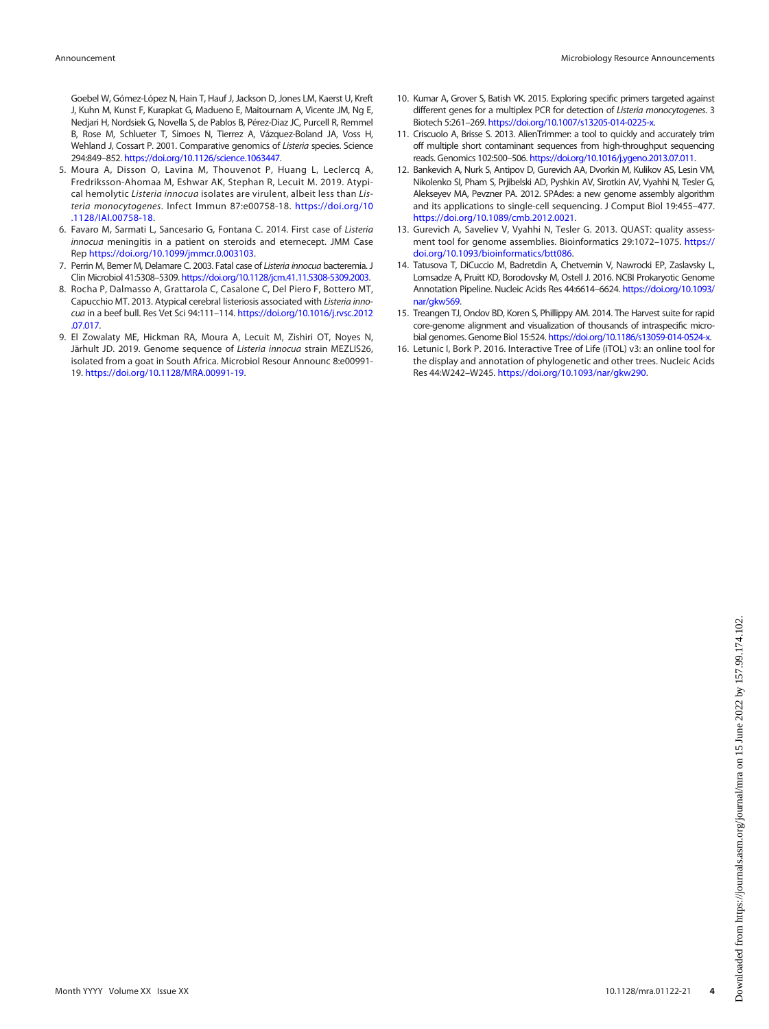Goebel W, Gómez-López N, Hain T, Hauf J, Jackson D, Jones LM, Kaerst U, Kreft J, Kuhn M, Kunst F, Kurapkat G, Madueno E, Maitournam A, Vicente JM, Ng E, Nedjari H, Nordsiek G, Novella S, de Pablos B, Pérez-Diaz JC, Purcell R, Remmel B, Rose M, Schlueter T, Simoes N, Tierrez A, Vázquez-Boland JA, Voss H, Wehland J, Cossart P. 2001. Comparative genomics of *Listeria* species. Science 294:849–852. https://doi.org/10.1126/science.1063447.

5. Moura A, Disson O, Lavina M, Thouvenot P, Huang L, Leclercq A, Fredriksson-Ahomaa M, Eshwar AK, Stephan R, Lecuit M. 2019. Atypical hemolytic *Listeria innocua* isolates are virulent, albeit less than *Listeria monocytogenes*. Infect Immun 87:e00758-18. https://doi.org/10.1128/IAI.00758-18.
6. Favaro M, Sarmati L, Sancesario G, Fontana C. 2014. First case of *Listeria innocua* meningitis in a patient on steroids and eternecept. JMM Case Rep https://doi.org/10.1099/jmmcr.0.003103.
7. Perrin M, Bemer M, Delamare C. 2003. Fatal case of *Listeria innocua* bacteremia. J Clin Microbiol 41:5308–5309. https://doi.org/10.1128/jcm.41.11.5308-5309.2003.
8. Rocha P, Dalmasso A, Grattarola C, Casalone C, Del Piero F, Bottero MT, Capucchio MT. 2013. Atypical cerebral listeriosis associated with *Listeria innocua* in a beef bull. Res Vet Sci 94:111–114. https://doi.org/10.1016/j.rvsc.2012.07.017.
9. El Zowalaty ME, Hickman RA, Moura A, Lecuit M, Zishiri OT, Noyes N, Järhult JD. 2019. Genome sequence of *Listeria innocua* strain MEZLIS26, isolated from a goat in South Africa. Microbiol Resour Announc 8:e00991-19. https://doi.org/10.1128/MRA.00991-19.
10. Kumar A, Grover S, Batish VK. 2015. Exploring specific primers targeted against different genes for a multiplex PCR for detection of *Listeria monocytogenes*. 3 Biotech 5:261–269. https://doi.org/10.1007/s13205-014-0225-x.
11. Criscuolo A, Brisse S. 2013. AlienTrimmer: a tool to quickly and accurately trim off multiple short contaminant sequences from high-throughput sequencing reads. Genomics 102:500–506. https://doi.org/10.1016/j.ygeno.2013.07.011.
12. Bankevich A, Nurk S, Antipov D, Gurevich AA, Dvorkin M, Kulikov AS, Lesin VM, Nikolenko SI, Pham S, Prjibelski AD, Pyshkin AV, Sirotkin AV, Vyahhi N, Tesler G, Alekseyev MA, Pevzner PA. 2012. SPAdes: a new genome assembly algorithm and its applications to single-cell sequencing. J Comput Biol 19:455–477. https://doi.org/10.1089/cmb.2012.0021.
13. Gurevich A, Saveliev V, Vyahhi N, Tesler G. 2013. QUAST: quality assessment tool for genome assemblies. Bioinformatics 29:1072–1075. https://doi.org/10.1093/bioinformatics/btt086.
14. Tatusova T, DiCuccio M, Badretdin A, Chetvernin V, Nawrocki EP, Zaslavsky L, Lomsadze A, Pruitt KD, Borodovsky M, Ostell J. 2016. NCBI Prokaryotic Genome Annotation Pipeline. Nucleic Acids Res 44:6614–6624. https://doi.org/10.1093/nar/gkw569.
15. Treangen TJ, Ondov BD, Koren S, Phillippy AM. 2014. The Harvest suite for rapid core-genome alignment and visualization of thousands of intraspecific microbial genomes. Genome Biol 15:524. https://doi.org/10.1186/s13059-014-0524-x.
16. Letunic I, Bork P. 2016. Interactive Tree of Life (iTOL) v3: an online tool for the display and annotation of phylogenetic and other trees. Nucleic Acids Res 44:W242–W245. https://doi.org/10.1093/nar/gkw290.